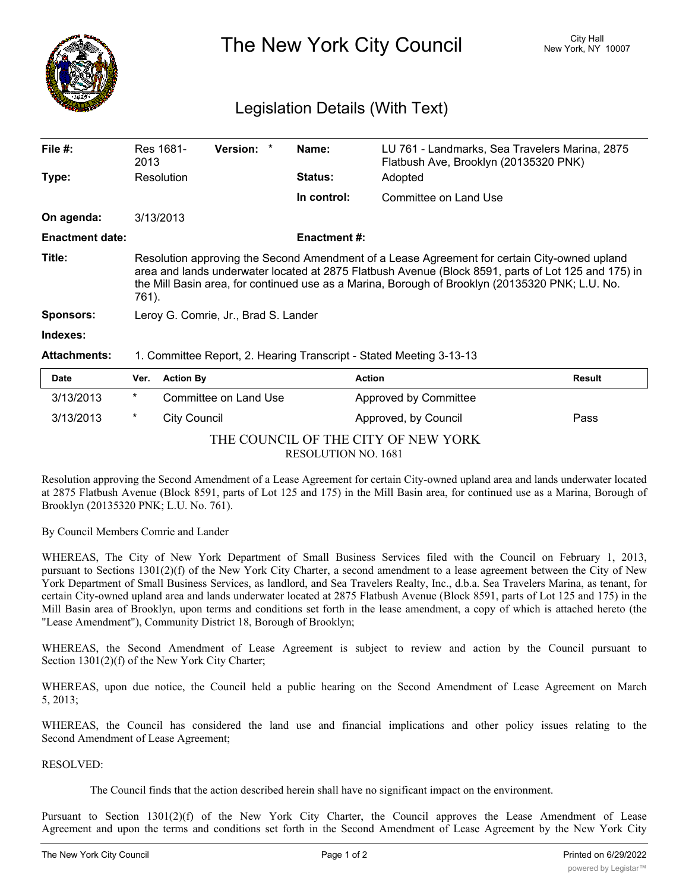# The New York City Council

City Hall
New York, NY 10007

## Legislation Details (With Text)

| | | | | | |
|---|---|---|---|---|---|
| **File #:** | Res 1681-2013 | **Version:** * | | **Name:** | LU 761 - Landmarks, Sea Travelers Marina, 2875 Flatbush Ave, Brooklyn (20135320 PNK) |
| **Type:** | Resolution | | | **Status:** | Adopted |
| | | | | **In control:** | Committee on Land Use |
| **On agenda:** | 3/13/2013 | | | | |
| **Enactment date:** | | | | **Enactment #:** | |

**Title:** Resolution approving the Second Amendment of a Lease Agreement for certain City-owned upland area and lands underwater located at 2875 Flatbush Avenue (Block 8591, parts of Lot 125 and 175) in the Mill Basin area, for continued use as a Marina, Borough of Brooklyn (20135320 PNK; L.U. No. 761).

**Sponsors:** Leroy G. Comrie, Jr., Brad S. Lander

**Indexes:**

**Attachments:** 1. Committee Report, 2. Hearing Transcript - Stated Meeting 3-13-13

| Date | Ver. | Action By | Action | Result |
|---|---|---|---|---|
| 3/13/2013 | * | Committee on Land Use | Approved by Committee | |
| 3/13/2013 | * | City Council | Approved, by Council | Pass |

THE COUNCIL OF THE CITY OF NEW YORK
RESOLUTION NO. 1681

Resolution approving the Second Amendment of a Lease Agreement for certain City-owned upland area and lands underwater located at 2875 Flatbush Avenue (Block 8591, parts of Lot 125 and 175) in the Mill Basin area, for continued use as a Marina, Borough of Brooklyn (20135320 PNK; L.U. No. 761).

By Council Members Comrie and Lander

WHEREAS, The City of New York Department of Small Business Services filed with the Council on February 1, 2013, pursuant to Sections 1301(2)(f) of the New York City Charter, a second amendment to a lease agreement between the City of New York Department of Small Business Services, as landlord, and Sea Travelers Realty, Inc., d.b.a. Sea Travelers Marina, as tenant, for certain City-owned upland area and lands underwater located at 2875 Flatbush Avenue (Block 8591, parts of Lot 125 and 175) in the Mill Basin area of Brooklyn, upon terms and conditions set forth in the lease amendment, a copy of which is attached hereto (the "Lease Amendment"), Community District 18, Borough of Brooklyn;

WHEREAS, the Second Amendment of Lease Agreement is subject to review and action by the Council pursuant to Section 1301(2)(f) of the New York City Charter;

WHEREAS, upon due notice, the Council held a public hearing on the Second Amendment of Lease Agreement on March 5, 2013;

WHEREAS, the Council has considered the land use and financial implications and other policy issues relating to the Second Amendment of Lease Agreement;

RESOLVED:

The Council finds that the action described herein shall have no significant impact on the environment.

Pursuant to Section 1301(2)(f) of the New York City Charter, the Council approves the Lease Amendment of Lease Agreement and upon the terms and conditions set forth in the Second Amendment of Lease Agreement by the New York City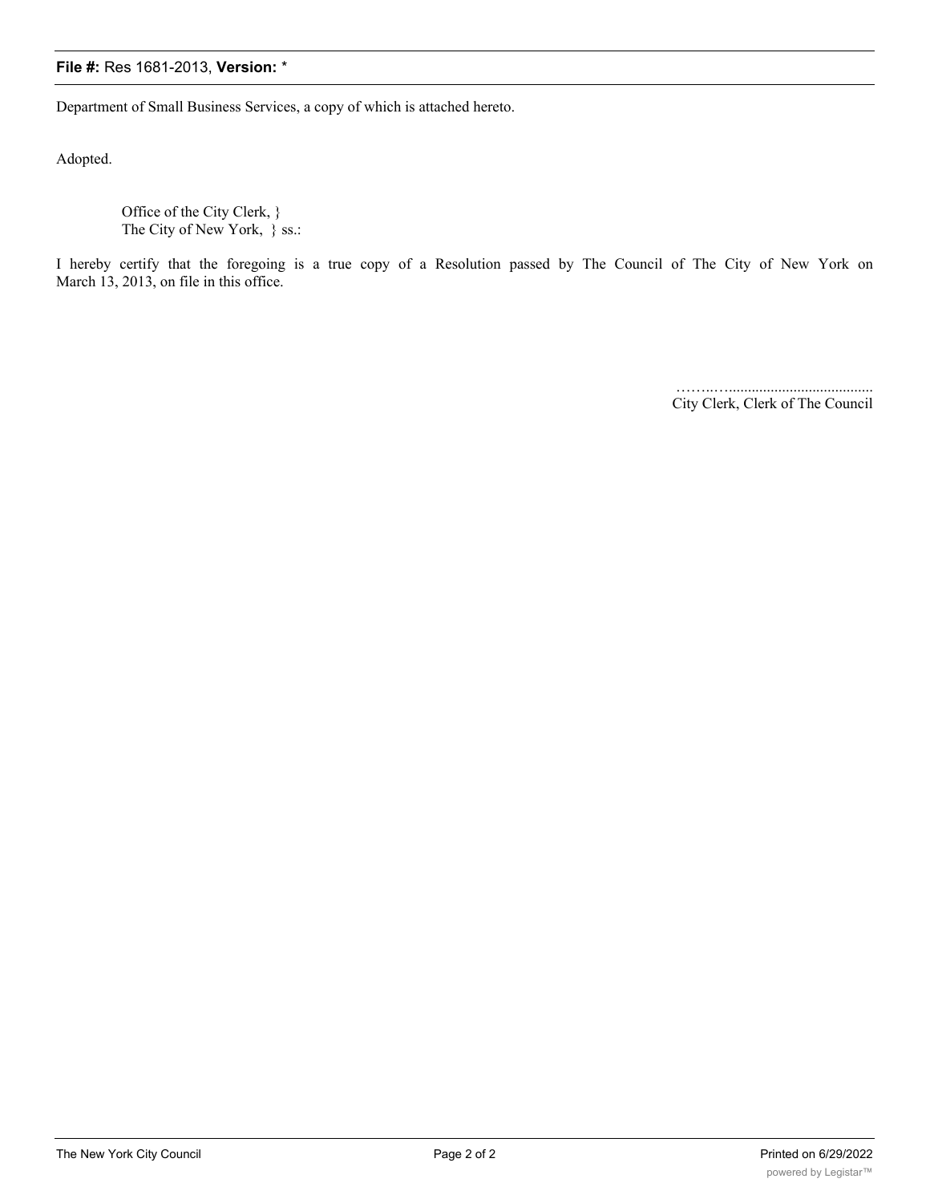Department of Small Business Services, a copy of which is attached hereto.

Adopted.

Office of the City Clerk, }
The City of New York, } ss.:

I hereby certify that the foregoing is a true copy of a Resolution passed by The Council of The City of New York on March 13, 2013, on file in this office.

……..….....................................
City Clerk, Clerk of The Council